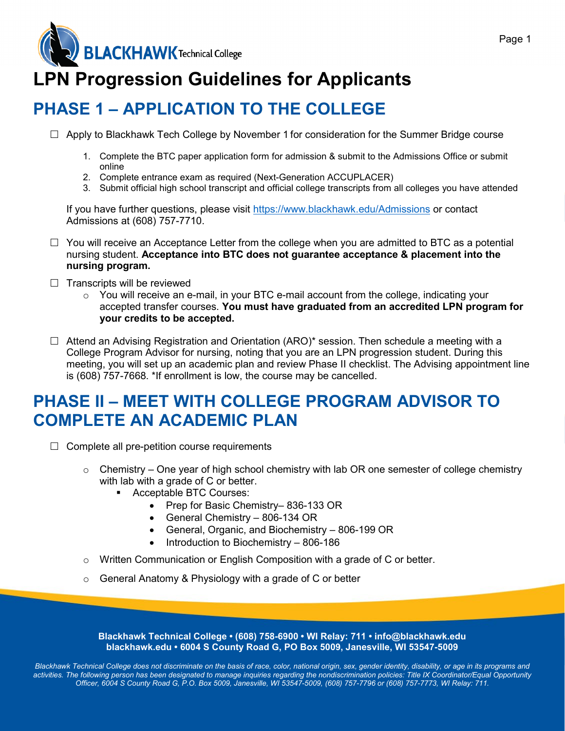# LPN Progression Guidelines for Applicants

## PHASE 1 – APPLICATION TO THE COLLEGE

☐ Apply to Blackhawk Tech College by November 1 for consideration for the Summer Bridge course

1. Complete the BTC paper application form for admission & submit to the Admissions Office or submit online
2. Complete entrance exam as required (Next-Generation ACCUPLACER)
3. Submit official high school transcript and official college transcripts from all colleges you have attended

If you have further questions, please visit https://www.blackhawk.edu/Admissions or contact Admissions at (608) 757-7710.

☐ You will receive an Acceptance Letter from the college when you are admitted to BTC as a potential nursing student. **Acceptance into BTC does not guarantee acceptance & placement into the nursing program.**

☐ Transcripts will be reviewed

- You will receive an e-mail, in your BTC e-mail account from the college, indicating your accepted transfer courses. **You must have graduated from an accredited LPN program for your credits to be accepted.**

☐ Attend an Advising Registration and Orientation (ARO)* session. Then schedule a meeting with a College Program Advisor for nursing, noting that you are an LPN progression student. During this meeting, you will set up an academic plan and review Phase II checklist. The Advising appointment line is (608) 757-7668. *If enrollment is low, the course may be cancelled.

## PHASE II – MEET WITH COLLEGE PROGRAM ADVISOR TO COMPLETE AN ACADEMIC PLAN

☐ Complete all pre-petition course requirements

- Chemistry – One year of high school chemistry with lab OR one semester of college chemistry with lab with a grade of C or better.
  - Acceptable BTC Courses:
    - Prep for Basic Chemistry– 836-133 OR
    - General Chemistry – 806-134 OR
    - General, Organic, and Biochemistry – 806-199 OR
    - Introduction to Biochemistry – 806-186
- Written Communication or English Composition with a grade of C or better.
- General Anatomy & Physiology with a grade of C or better

**Blackhawk Technical College • (608) 758-6900 • WI Relay: 711 • info@blackhawk.edu**
**blackhawk.edu • 6004 S County Road G, PO Box 5009, Janesville, WI 53547-5009**

*Blackhawk Technical College does not discriminate on the basis of race, color, national origin, sex, gender identity, disability, or age in its programs and activities. The following person has been designated to manage inquiries regarding the nondiscrimination policies: Title IX Coordinator/Equal Opportunity Officer, 6004 S County Road G, P.O. Box 5009, Janesville, WI 53547-5009, (608) 757-7796 or (608) 757-7773, WI Relay: 711.*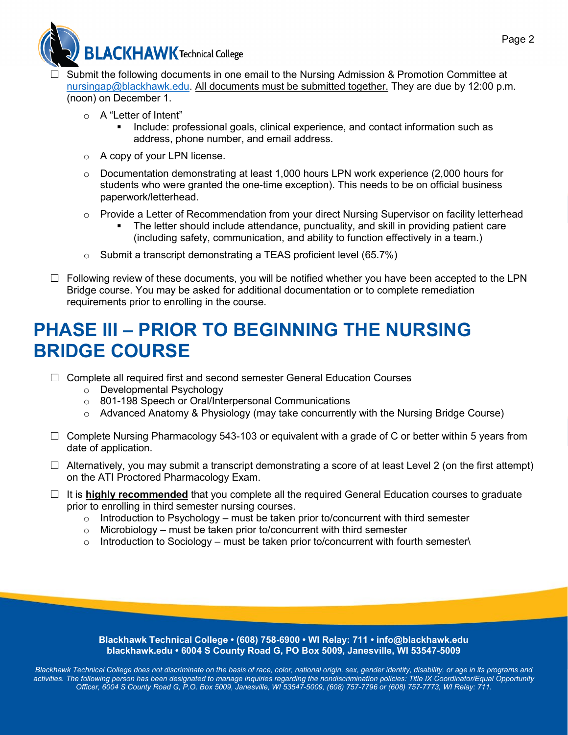- ☐ Submit the following documents in one email to the Nursing Admission & Promotion Committee at nursingap@blackhawk.edu. All documents must be submitted together. They are due by 12:00 p.m. (noon) on December 1.
  - A "Letter of Intent"
    - Include: professional goals, clinical experience, and contact information such as address, phone number, and email address.
  - A copy of your LPN license.
  - Documentation demonstrating at least 1,000 hours LPN work experience (2,000 hours for students who were granted the one-time exception). This needs to be on official business paperwork/letterhead.
  - Provide a Letter of Recommendation from your direct Nursing Supervisor on facility letterhead
    - The letter should include attendance, punctuality, and skill in providing patient care (including safety, communication, and ability to function effectively in a team.)
  - Submit a transcript demonstrating a TEAS proficient level (65.7%)
- ☐ Following review of these documents, you will be notified whether you have been accepted to the LPN Bridge course. You may be asked for additional documentation or to complete remediation requirements prior to enrolling in the course.

# PHASE III – PRIOR TO BEGINNING THE NURSING BRIDGE COURSE

- ☐ Complete all required first and second semester General Education Courses
  - Developmental Psychology
  - 801-198 Speech or Oral/Interpersonal Communications
  - Advanced Anatomy & Physiology (may take concurrently with the Nursing Bridge Course)
- ☐ Complete Nursing Pharmacology 543-103 or equivalent with a grade of C or better within 5 years from date of application.
- ☐ Alternatively, you may submit a transcript demonstrating a score of at least Level 2 (on the first attempt) on the ATI Proctored Pharmacology Exam.
- ☐ It is **highly recommended** that you complete all the required General Education courses to graduate prior to enrolling in third semester nursing courses.
  - Introduction to Psychology – must be taken prior to/concurrent with third semester
  - Microbiology – must be taken prior to/concurrent with third semester
  - Introduction to Sociology – must be taken prior to/concurrent with fourth semester\

**Blackhawk Technical College • (608) 758-6900 • WI Relay: 711 • info@blackhawk.edu**
**blackhawk.edu • 6004 S County Road G, PO Box 5009, Janesville, WI 53547-5009**

*Blackhawk Technical College does not discriminate on the basis of race, color, national origin, sex, gender identity, disability, or age in its programs and activities. The following person has been designated to manage inquiries regarding the nondiscrimination policies: Title IX Coordinator/Equal Opportunity Officer, 6004 S County Road G, P.O. Box 5009, Janesville, WI 53547-5009, (608) 757-7796 or (608) 757-7773, WI Relay: 711.*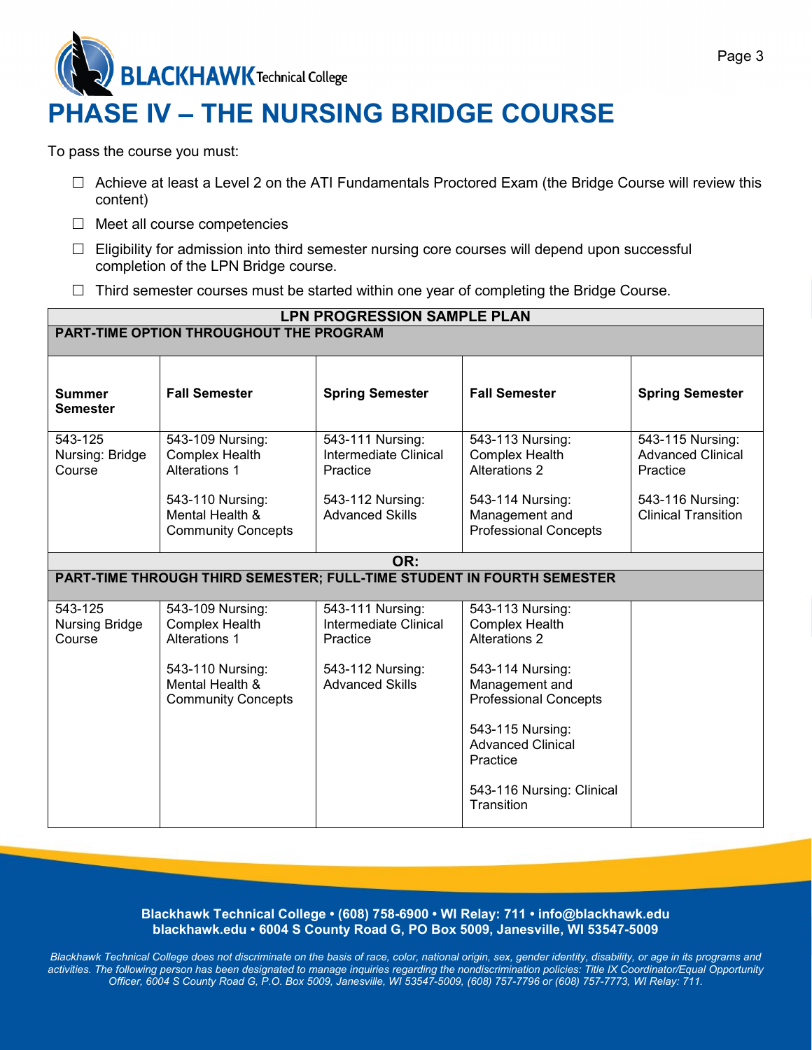# PHASE IV – THE NURSING BRIDGE COURSE

To pass the course you must:

- ☐ Achieve at least a Level 2 on the ATI Fundamentals Proctored Exam (the Bridge Course will review this content)
- ☐ Meet all course competencies
- ☐ Eligibility for admission into third semester nursing core courses will depend upon successful completion of the LPN Bridge course.
- ☐ Third semester courses must be started within one year of completing the Bridge Course.

| LPN PROGRESSION SAMPLE PLAN | | | | |
|---|---|---|---|---|
| **PART-TIME OPTION THROUGHOUT THE PROGRAM** | | | | |
| **Summer Semester** | **Fall Semester** | **Spring Semester** | **Fall Semester** | **Spring Semester** |
| 543-125 Nursing: Bridge Course | 543-109 Nursing: Complex Health Alterations 1<br><br>543-110 Nursing: Mental Health & Community Concepts | 543-111 Nursing: Intermediate Clinical Practice<br><br>543-112 Nursing: Advanced Skills | 543-113 Nursing: Complex Health Alterations 2<br><br>543-114 Nursing: Management and Professional Concepts | 543-115 Nursing: Advanced Clinical Practice<br><br>543-116 Nursing: Clinical Transition |
| **OR:** | | | | |
| **PART-TIME THROUGH THIRD SEMESTER; FULL-TIME STUDENT IN FOURTH SEMESTER** | | | | |
| 543-125 Nursing Bridge Course | 543-109 Nursing: Complex Health Alterations 1<br><br>543-110 Nursing: Mental Health & Community Concepts | 543-111 Nursing: Intermediate Clinical Practice<br><br>543-112 Nursing: Advanced Skills | 543-113 Nursing: Complex Health Alterations 2<br><br>543-114 Nursing: Management and Professional Concepts<br><br>543-115 Nursing: Advanced Clinical Practice<br><br>543-116 Nursing: Clinical Transition | |

**Blackhawk Technical College • (608) 758-6900 • WI Relay: 711 • info@blackhawk.edu**
**blackhawk.edu • 6004 S County Road G, PO Box 5009, Janesville, WI 53547-5009**

*Blackhawk Technical College does not discriminate on the basis of race, color, national origin, sex, gender identity, disability, or age in its programs and activities. The following person has been designated to manage inquiries regarding the nondiscrimination policies: Title IX Coordinator/Equal Opportunity Officer, 6004 S County Road G, P.O. Box 5009, Janesville, WI 53547-5009, (608) 757-7796 or (608) 757-7773, WI Relay: 711.*